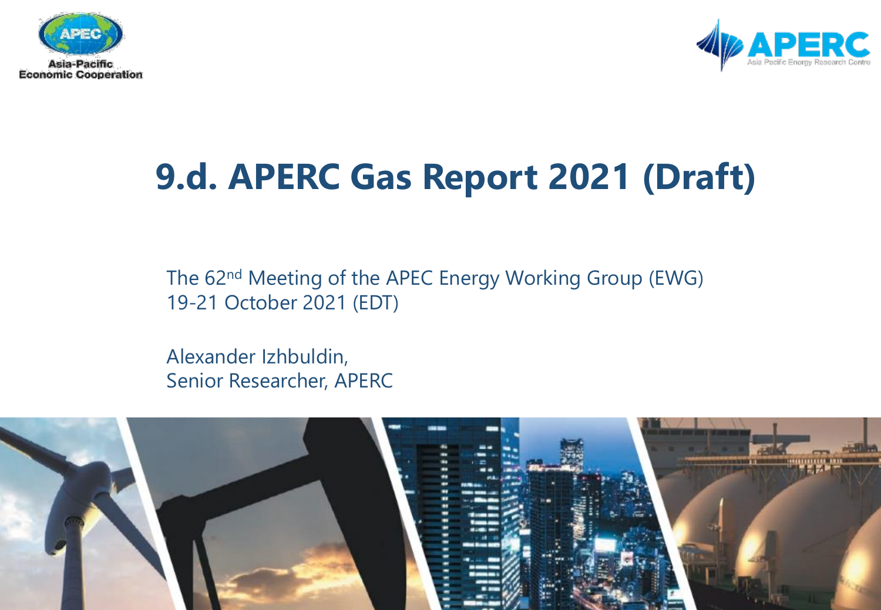# 9.d. APERC Gas Report 2021 (Draft)

The 62nd Meeting of the APEC Energy Working Group (EWG)
19-21 October 2021 (EDT)

Alexander Izhbuldin,
Senior Researcher, APERC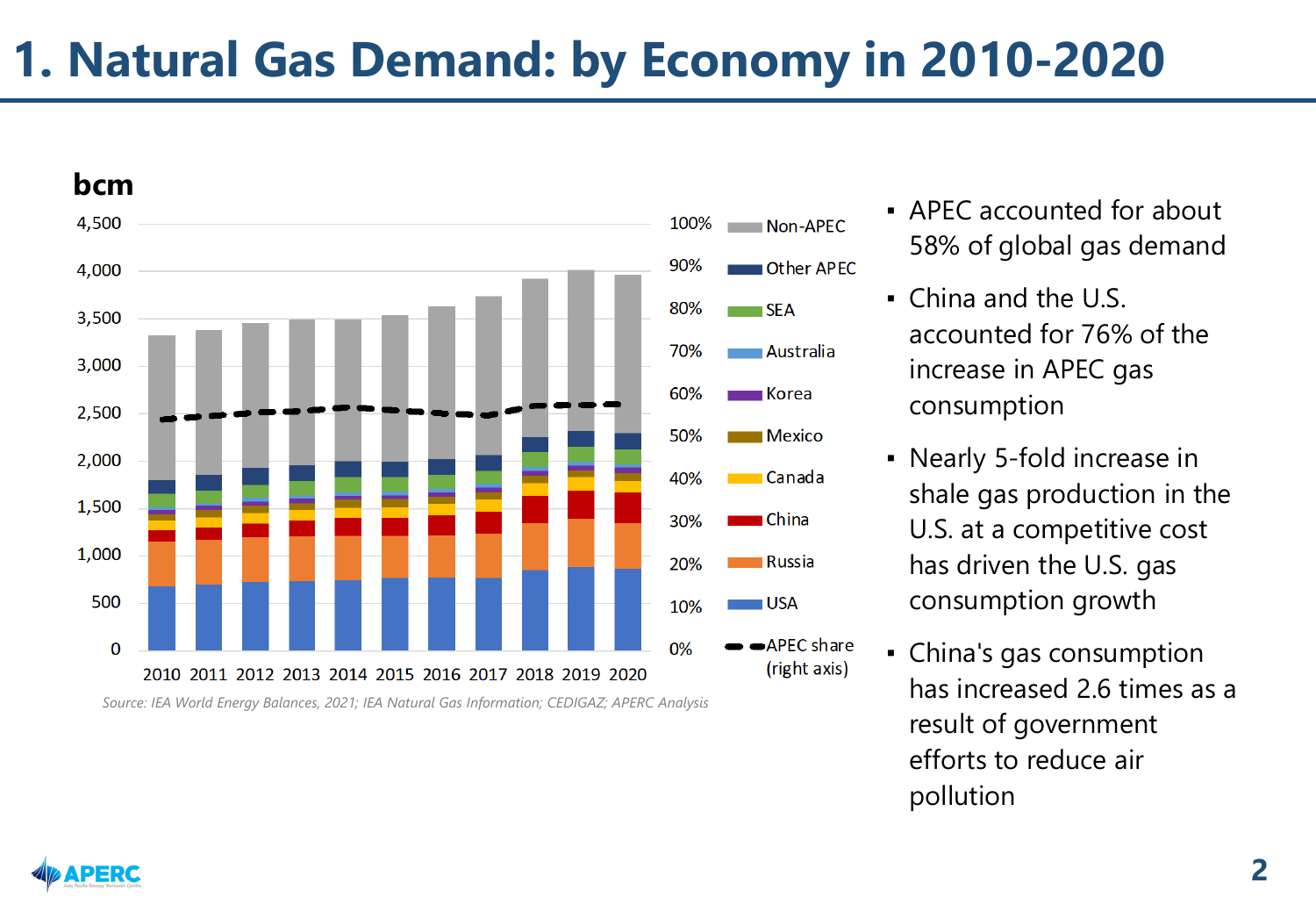# 1. Natural Gas Demand: by Economy in 2010-2020

bcm

Source: IEA World Energy Balances, 2021; IEA Natural Gas Information; CEDIGAZ; APERC Analysis

- APEC accounted for about 58% of global gas demand
- China and the U.S. accounted for 76% of the increase in APEC gas consumption
- Nearly 5-fold increase in shale gas production in the U.S. at a competitive cost has driven the U.S. gas consumption growth
- China's gas consumption has increased 2.6 times as a result of government efforts to reduce air pollution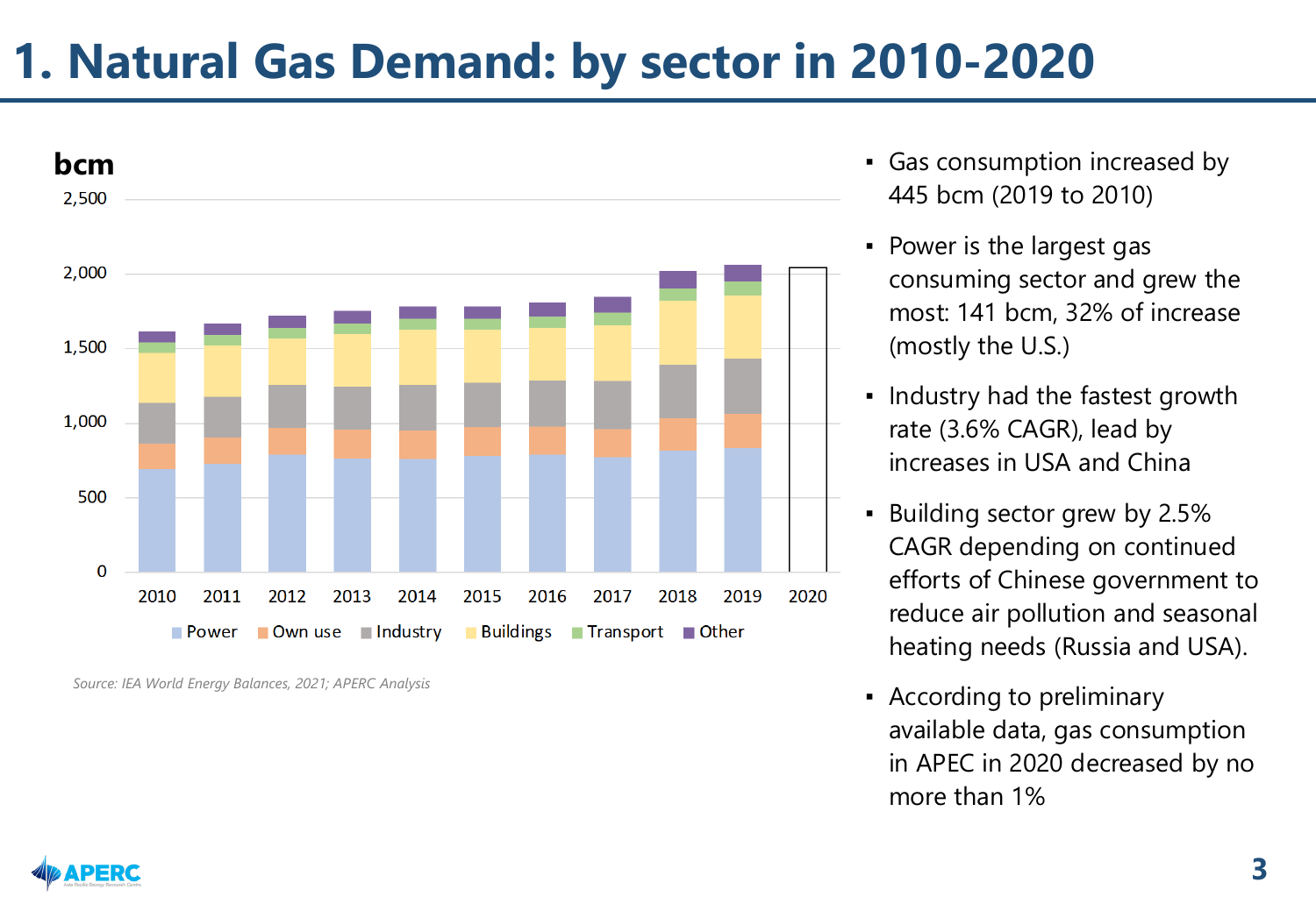# 1. Natural Gas Demand: by sector in 2010-2020

Source: IEA World Energy Balances, 2021; APERC Analysis

- Gas consumption increased by 445 bcm (2019 to 2010)
- Power is the largest gas consuming sector and grew the most: 141 bcm, 32% of increase (mostly the U.S.)
- Industry had the fastest growth rate (3.6% CAGR), lead by increases in USA and China
- Building sector grew by 2.5% CAGR depending on continued efforts of Chinese government to reduce air pollution and seasonal heating needs (Russia and USA).
- According to preliminary available data, gas consumption in APEC in 2020 decreased by no more than 1%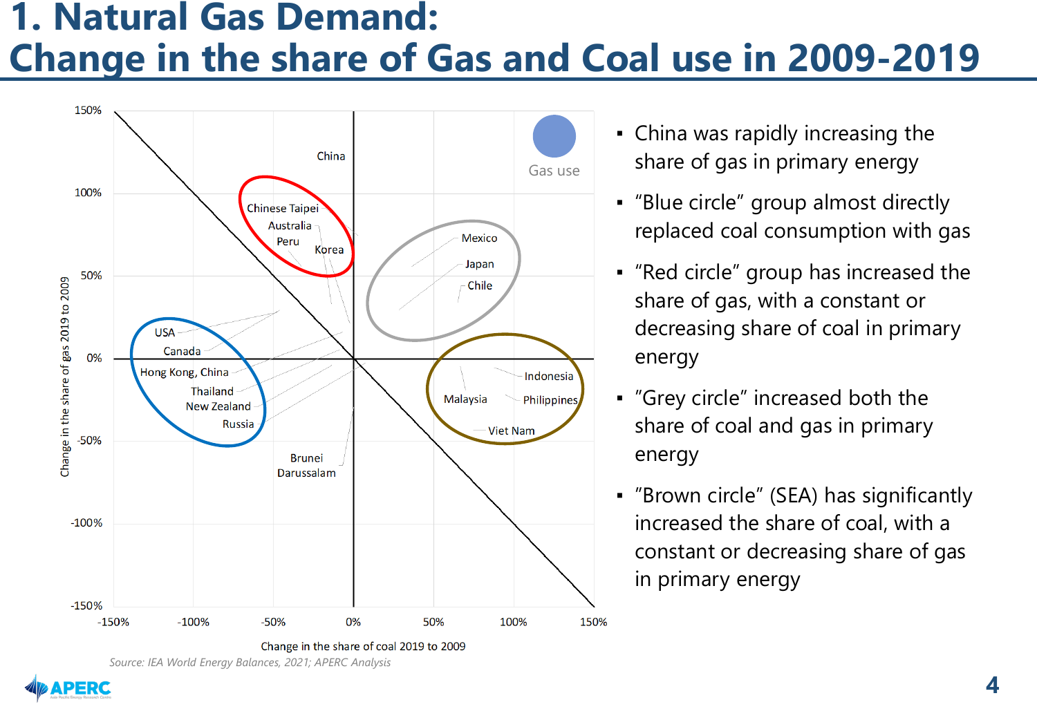# 1. Natural Gas Demand: Change in the share of Gas and Coal use in 2009-2019

- China was rapidly increasing the share of gas in primary energy
- "Blue circle" group almost directly replaced coal consumption with gas
- "Red circle" group has increased the share of gas, with a constant or decreasing share of coal in primary energy
- "Grey circle" increased both the share of coal and gas in primary energy
- "Brown circle" (SEA) has significantly increased the share of coal, with a constant or decreasing share of gas in primary energy

*Source: IEA World Energy Balances, 2021; APERC Analysis*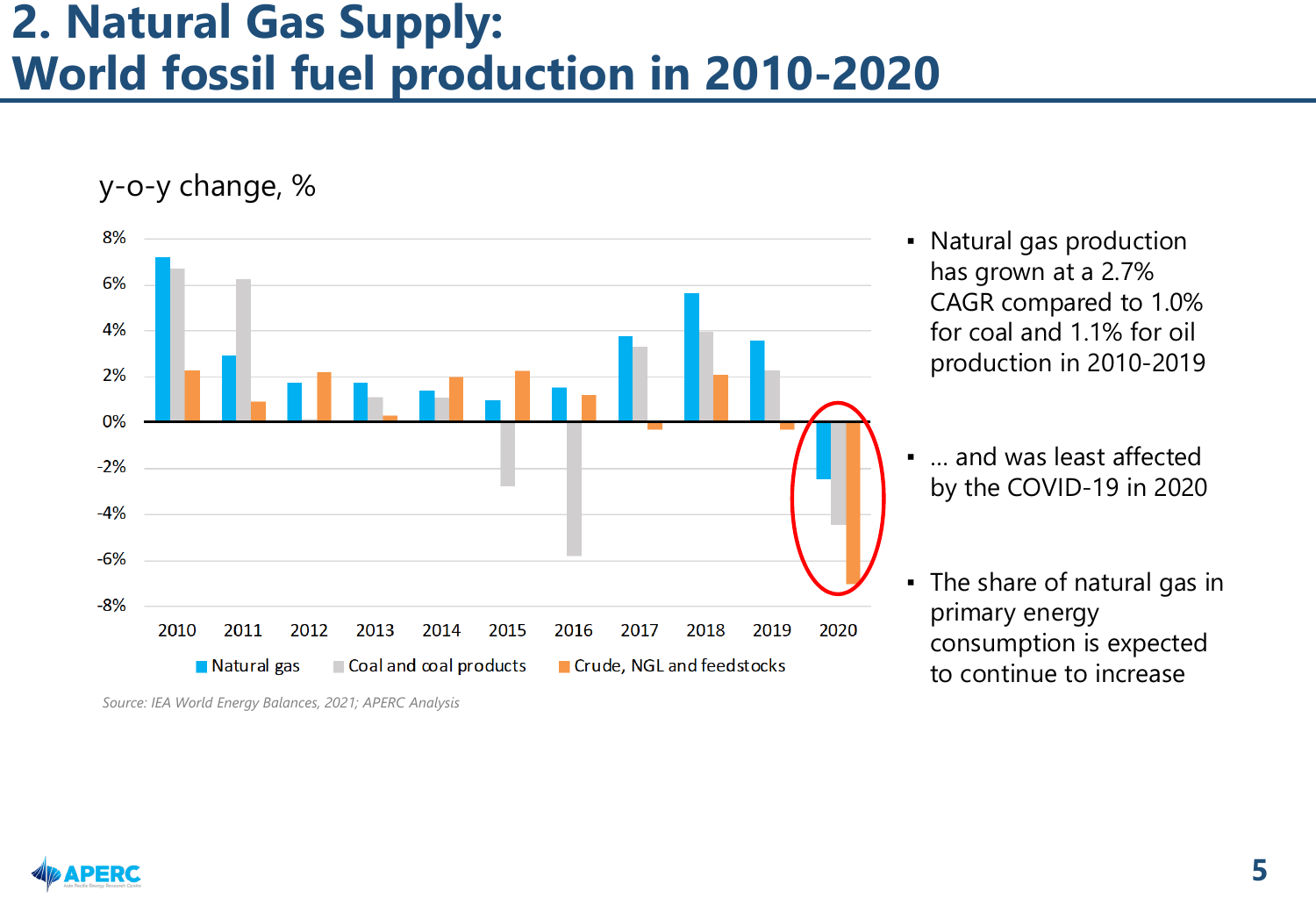# 2. Natural Gas Supply: World fossil fuel production in 2010-2020

y-o-y change, %

Natural gas | Coal and coal products | Crude, NGL and feedstocks

*Source: IEA World Energy Balances, 2021; APERC Analysis*

- Natural gas production has grown at a 2.7% CAGR compared to 1.0% for coal and 1.1% for oil production in 2010-2019
- … and was least affected by the COVID-19 in 2020
- The share of natural gas in primary energy consumption is expected to continue to increase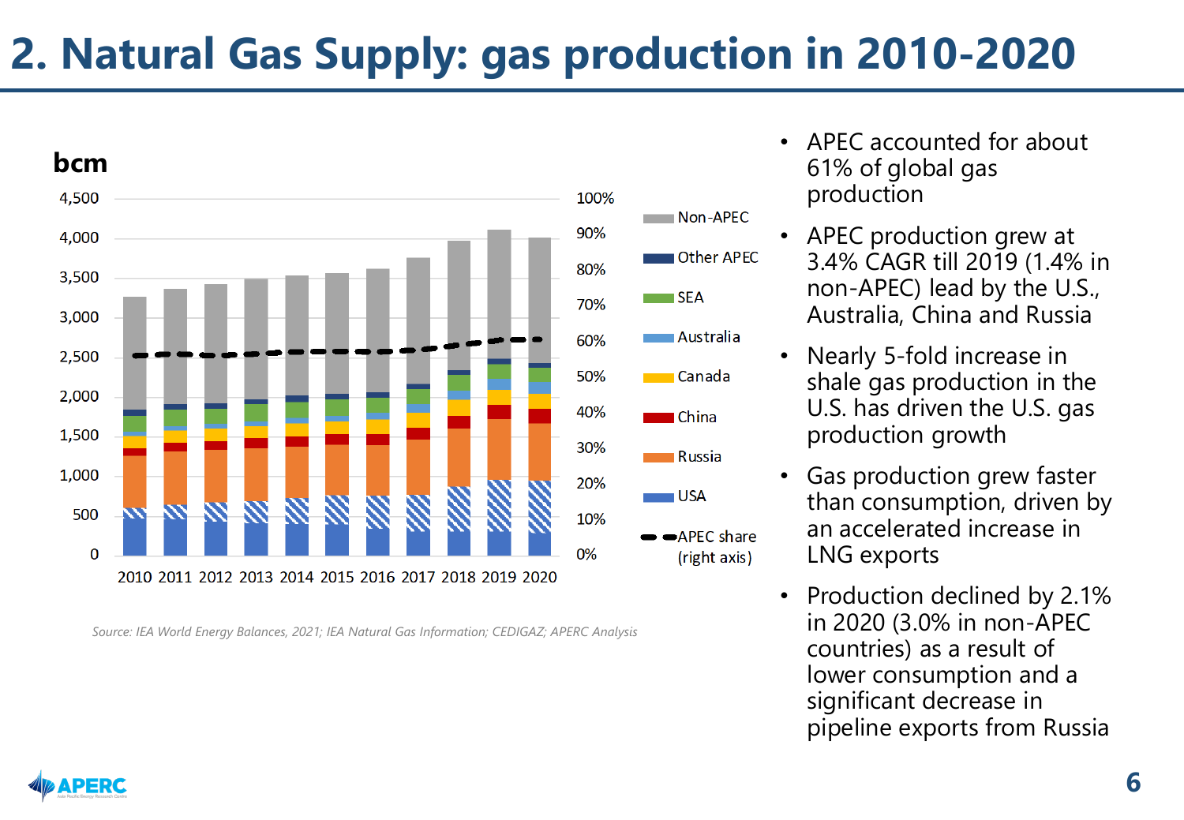# 2. Natural Gas Supply: gas production in 2010-2020

bcm

Source: IEA World Energy Balances, 2021; IEA Natural Gas Information; CEDIGAZ; APERC Analysis

- APEC accounted for about 61% of global gas production
- APEC production grew at 3.4% CAGR till 2019 (1.4% in non-APEC) lead by the U.S., Australia, China and Russia
- Nearly 5-fold increase in shale gas production in the U.S. has driven the U.S. gas production growth
- Gas production grew faster than consumption, driven by an accelerated increase in LNG exports
- Production declined by 2.1% in 2020 (3.0% in non-APEC countries) as a result of lower consumption and a significant decrease in pipeline exports from Russia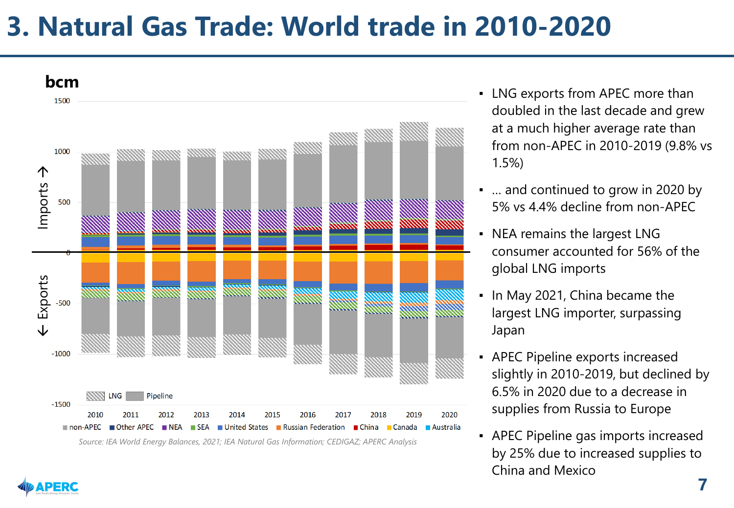# 3. Natural Gas Trade: World trade in 2010-2020

bcm

Imports ↑ / ↓ Exports

LNG | Pipeline

2010 2011 2012 2013 2014 2015 2016 2017 2018 2019 2020

non-APEC | Other APEC | NEA | SEA | United States | Russian Federation | China | Canada | Australia

*Source: IEA World Energy Balances, 2021; IEA Natural Gas Information; CEDIGAZ; APERC Analysis*

- LNG exports from APEC more than doubled in the last decade and grew at a much higher average rate than from non-APEC in 2010-2019 (9.8% vs 1.5%)
- ... and continued to grow in 2020 by 5% vs 4.4% decline from non-APEC
- NEA remains the largest LNG consumer accounted for 56% of the global LNG imports
- In May 2021, China became the largest LNG importer, surpassing Japan
- APEC Pipeline exports increased slightly in 2010-2019, but declined by 6.5% in 2020 due to a decrease in supplies from Russia to Europe
- APEC Pipeline gas imports increased by 25% due to increased supplies to China and Mexico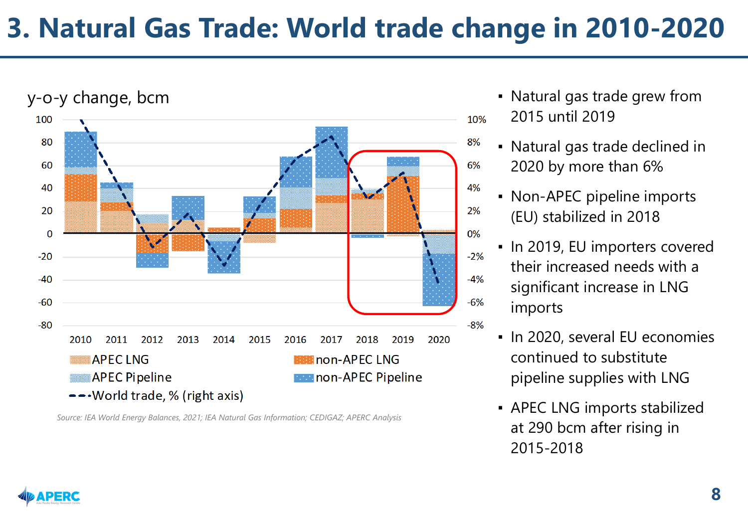# 3. Natural Gas Trade: World trade change in 2010-2020

y-o-y change, bcm

APEC LNG | non-APEC LNG | APEC Pipeline | non-APEC Pipeline | World trade, % (right axis)

*Source: IEA World Energy Balances, 2021; IEA Natural Gas Information; CEDIGAZ; APERC Analysis*

- Natural gas trade grew from 2015 until 2019
- Natural gas trade declined in 2020 by more than 6%
- Non-APEC pipeline imports (EU) stabilized in 2018
- In 2019, EU importers covered their increased needs with a significant increase in LNG imports
- In 2020, several EU economies continued to substitute pipeline supplies with LNG
- APEC LNG imports stabilized at 290 bcm after rising in 2015-2018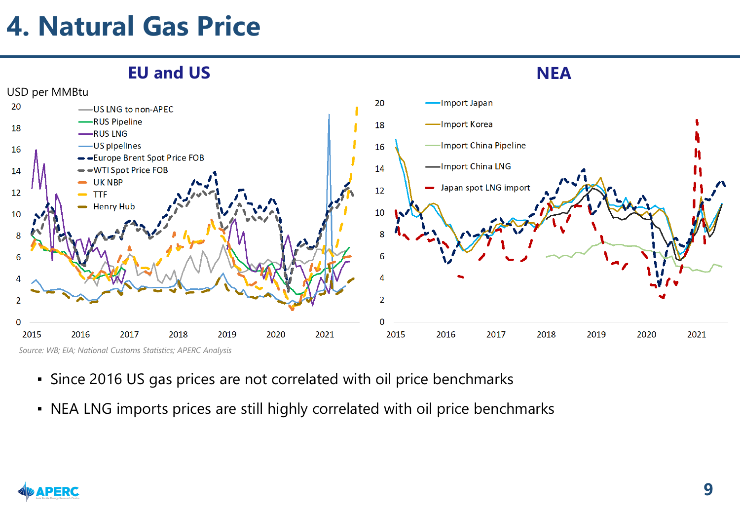# 4. Natural Gas Price

## EU and US

USD per MMBtu

- US LNG to non-APEC
- RUS Pipeline
- RUS LNG
- US pipelines
- Europe Brent Spot Price FOB
- WTI Spot Price FOB
- UK NBP
- TTF
- Henry Hub

## NEA

- Import Japan
- Import Korea
- Import China Pipeline
- Import China LNG
- Japan spot LNG import

*Source: WB; EIA; National Customs Statistics; APERC Analysis*

- Since 2016 US gas prices are not correlated with oil price benchmarks
- NEA LNG imports prices are still highly correlated with oil price benchmarks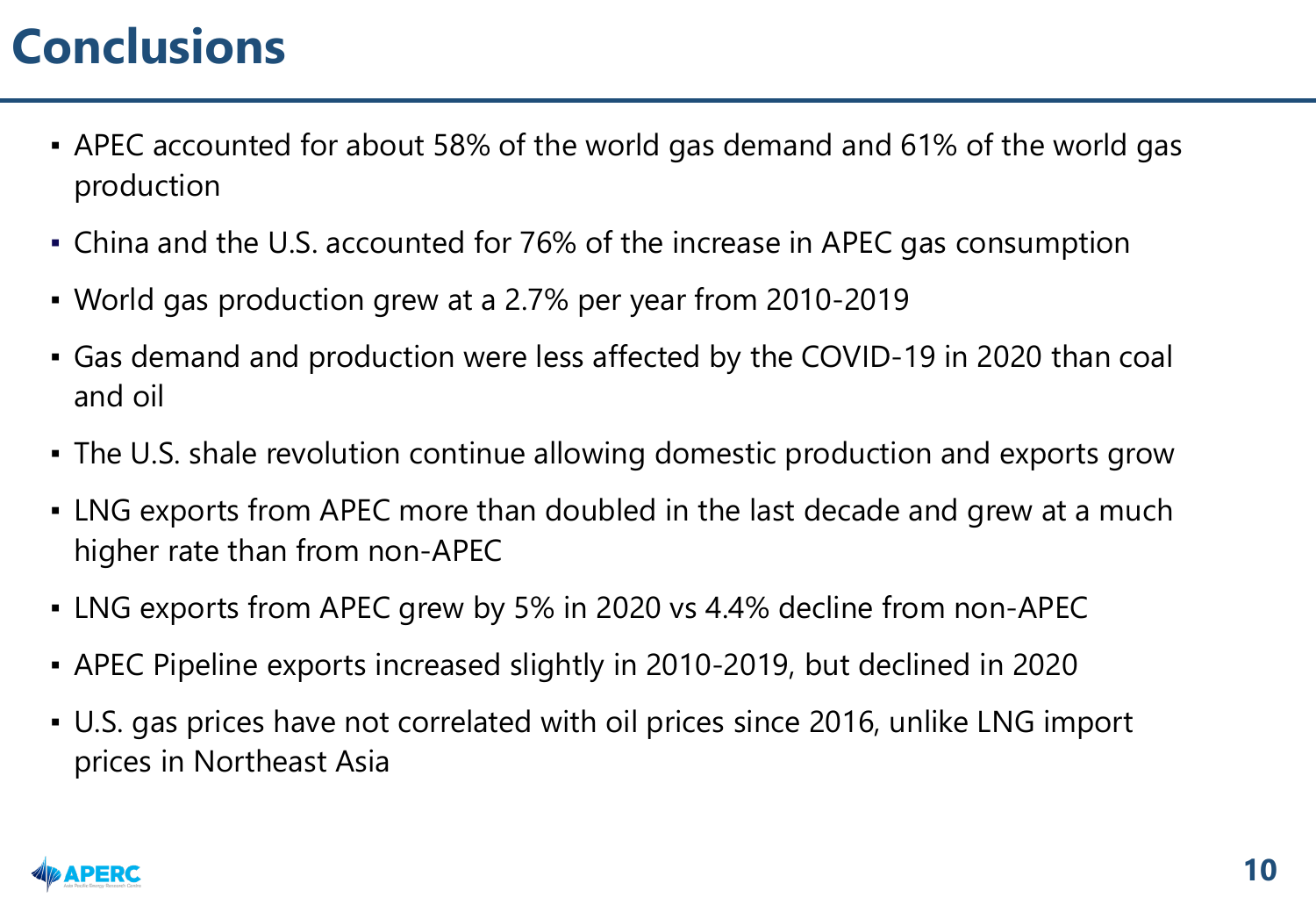# Conclusions

- APEC accounted for about 58% of the world gas demand and 61% of the world gas production
- China and the U.S. accounted for 76% of the increase in APEC gas consumption
- World gas production grew at a 2.7% per year from 2010-2019
- Gas demand and production were less affected by the COVID-19 in 2020 than coal and oil
- The U.S. shale revolution continue allowing domestic production and exports grow
- LNG exports from APEC more than doubled in the last decade and grew at a much higher rate than from non-APEC
- LNG exports from APEC grew by 5% in 2020 vs 4.4% decline from non-APEC
- APEC Pipeline exports increased slightly in 2010-2019, but declined in 2020
- U.S. gas prices have not correlated with oil prices since 2016, unlike LNG import prices in Northeast Asia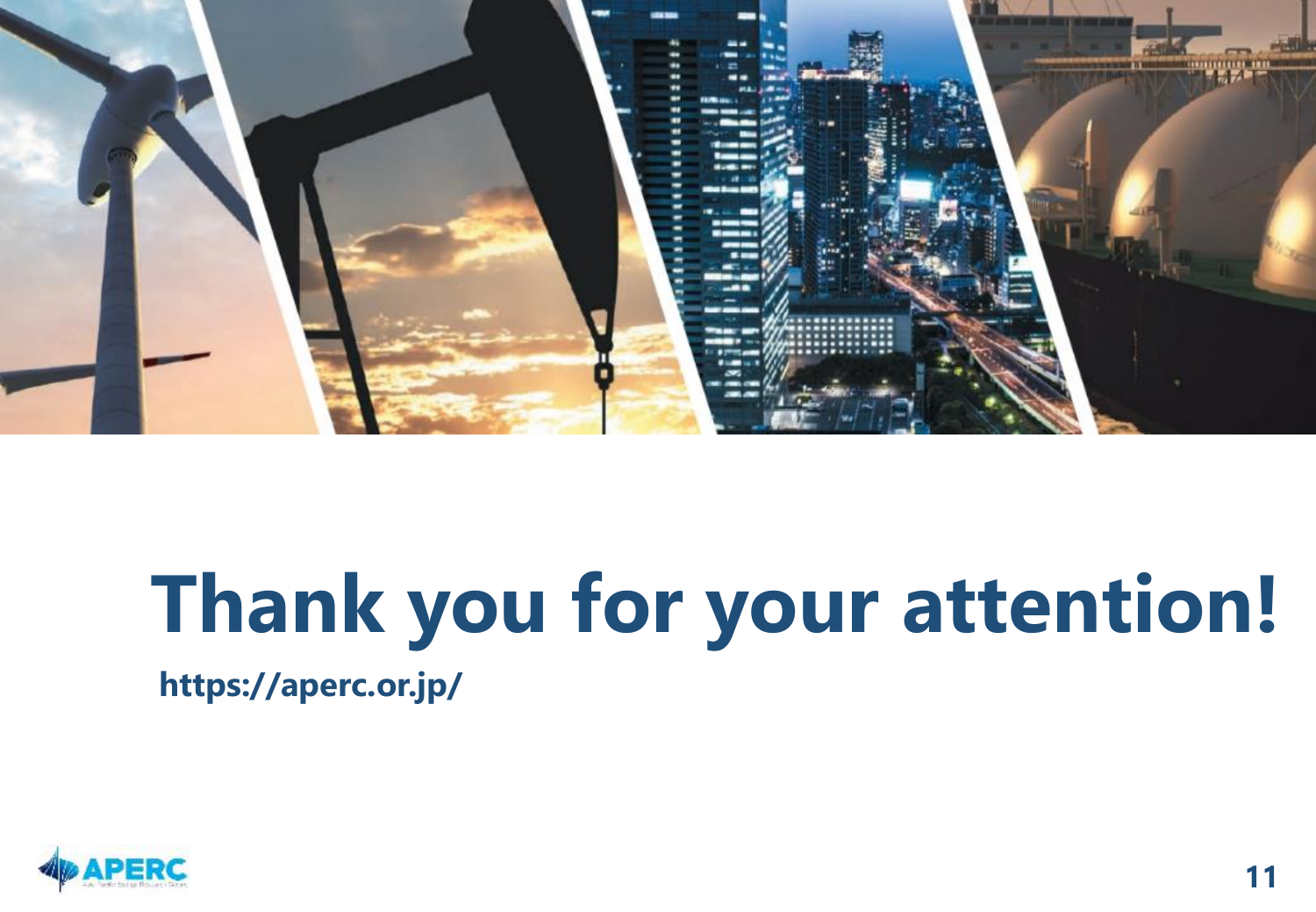# Thank you for your attention!

https://aperc.or.jp/